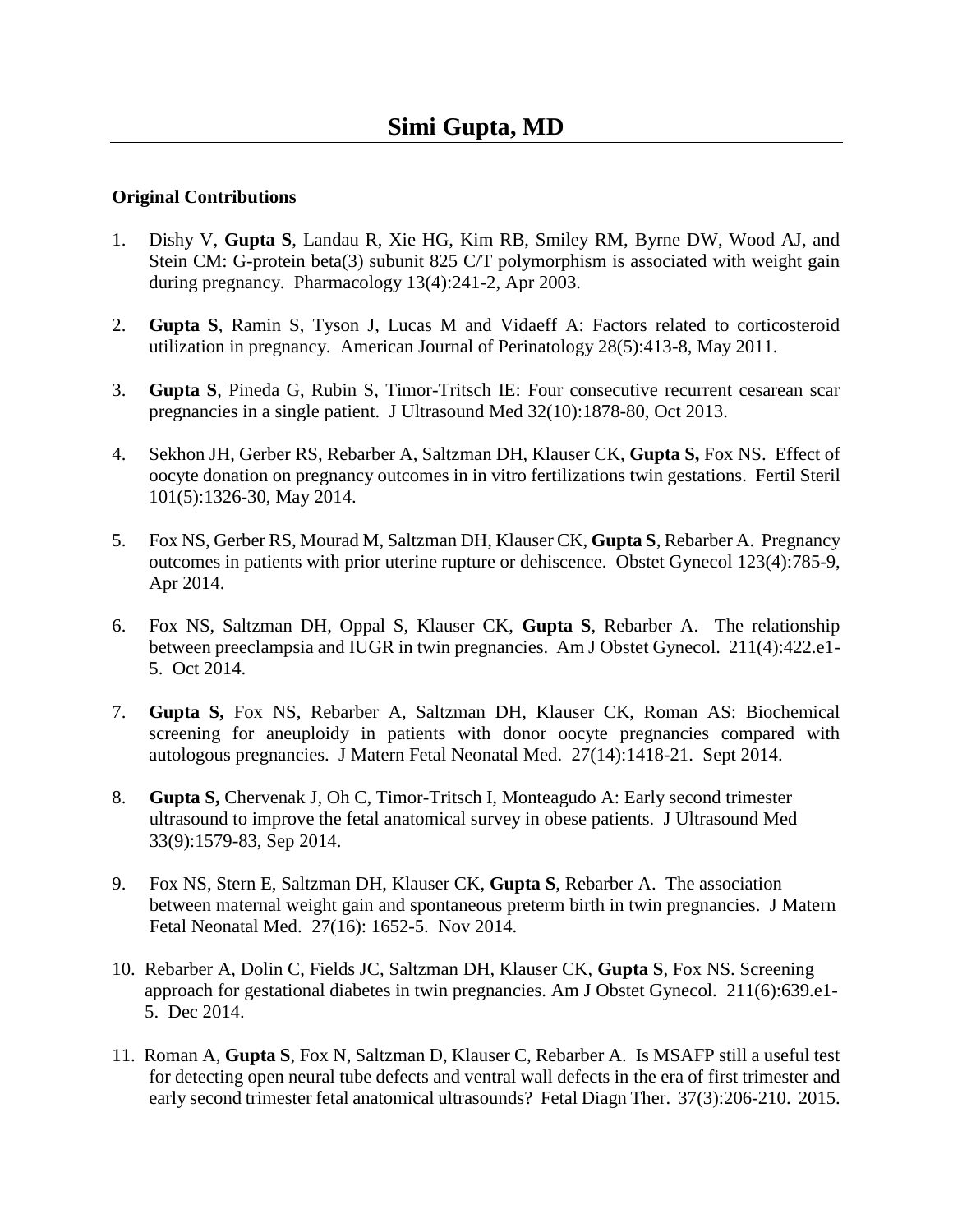# Simi Gupta, MD

**Original Contributions**

1. Dishy V, **Gupta S**, Landau R, Xie HG, Kim RB, Smiley RM, Byrne DW, Wood AJ, and Stein CM: G-protein beta(3) subunit 825 C/T polymorphism is associated with weight gain during pregnancy. Pharmacology 13(4):241-2, Apr 2003.

2. **Gupta S**, Ramin S, Tyson J, Lucas M and Vidaeff A: Factors related to corticosteroid utilization in pregnancy. American Journal of Perinatology 28(5):413-8, May 2011.

3. **Gupta S**, Pineda G, Rubin S, Timor-Tritsch IE: Four consecutive recurrent cesarean scar pregnancies in a single patient. J Ultrasound Med 32(10):1878-80, Oct 2013.

4. Sekhon JH, Gerber RS, Rebarber A, Saltzman DH, Klauser CK, **Gupta S,** Fox NS. Effect of oocyte donation on pregnancy outcomes in in vitro fertilizations twin gestations. Fertil Steril 101(5):1326-30, May 2014.

5. Fox NS, Gerber RS, Mourad M, Saltzman DH, Klauser CK, **Gupta S**, Rebarber A. Pregnancy outcomes in patients with prior uterine rupture or dehiscence. Obstet Gynecol 123(4):785-9, Apr 2014.

6. Fox NS, Saltzman DH, Oppal S, Klauser CK, **Gupta S**, Rebarber A. The relationship between preeclampsia and IUGR in twin pregnancies. Am J Obstet Gynecol. 211(4):422.e1-5. Oct 2014.

7. **Gupta S,** Fox NS, Rebarber A, Saltzman DH, Klauser CK, Roman AS: Biochemical screening for aneuploidy in patients with donor oocyte pregnancies compared with autologous pregnancies. J Matern Fetal Neonatal Med. 27(14):1418-21. Sept 2014.

8. **Gupta S,** Chervenak J, Oh C, Timor-Tritsch I, Monteagudo A: Early second trimester ultrasound to improve the fetal anatomical survey in obese patients. J Ultrasound Med 33(9):1579-83, Sep 2014.

9. Fox NS, Stern E, Saltzman DH, Klauser CK, **Gupta S**, Rebarber A. The association between maternal weight gain and spontaneous preterm birth in twin pregnancies. J Matern Fetal Neonatal Med. 27(16): 1652-5. Nov 2014.

10. Rebarber A, Dolin C, Fields JC, Saltzman DH, Klauser CK, **Gupta S**, Fox NS. Screening approach for gestational diabetes in twin pregnancies. Am J Obstet Gynecol. 211(6):639.e1-5. Dec 2014.

11. Roman A, **Gupta S**, Fox N, Saltzman D, Klauser C, Rebarber A. Is MSAFP still a useful test for detecting open neural tube defects and ventral wall defects in the era of first trimester and early second trimester fetal anatomical ultrasounds? Fetal Diagn Ther. 37(3):206-210. 2015.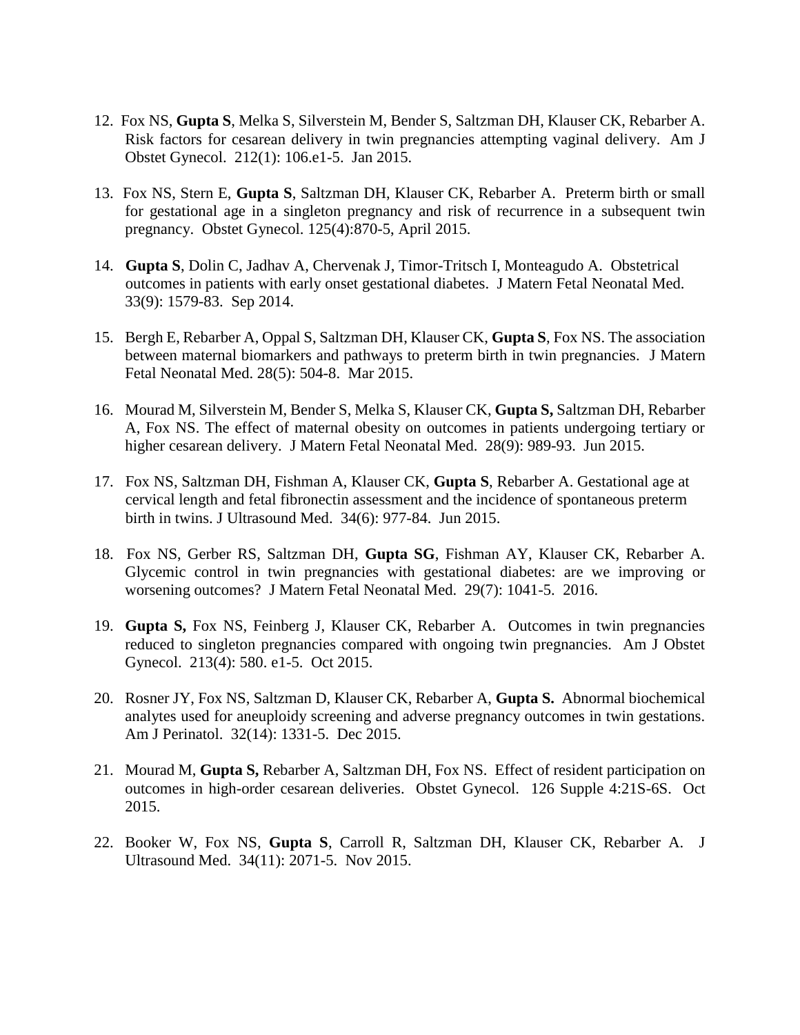12. Fox NS, **Gupta S**, Melka S, Silverstein M, Bender S, Saltzman DH, Klauser CK, Rebarber A. Risk factors for cesarean delivery in twin pregnancies attempting vaginal delivery. Am J Obstet Gynecol. 212(1): 106.e1-5. Jan 2015.

13. Fox NS, Stern E, **Gupta S**, Saltzman DH, Klauser CK, Rebarber A. Preterm birth or small for gestational age in a singleton pregnancy and risk of recurrence in a subsequent twin pregnancy. Obstet Gynecol. 125(4):870-5, April 2015.

14. **Gupta S**, Dolin C, Jadhav A, Chervenak J, Timor-Tritsch I, Monteagudo A. Obstetrical outcomes in patients with early onset gestational diabetes. J Matern Fetal Neonatal Med. 33(9): 1579-83. Sep 2014.

15. Bergh E, Rebarber A, Oppal S, Saltzman DH, Klauser CK, **Gupta S**, Fox NS. The association between maternal biomarkers and pathways to preterm birth in twin pregnancies. J Matern Fetal Neonatal Med. 28(5): 504-8. Mar 2015.

16. Mourad M, Silverstein M, Bender S, Melka S, Klauser CK, **Gupta S,** Saltzman DH, Rebarber A, Fox NS. The effect of maternal obesity on outcomes in patients undergoing tertiary or higher cesarean delivery. J Matern Fetal Neonatal Med. 28(9): 989-93. Jun 2015.

17. Fox NS, Saltzman DH, Fishman A, Klauser CK, **Gupta S**, Rebarber A. Gestational age at cervical length and fetal fibronectin assessment and the incidence of spontaneous preterm birth in twins. J Ultrasound Med. 34(6): 977-84. Jun 2015.

18. Fox NS, Gerber RS, Saltzman DH, **Gupta SG**, Fishman AY, Klauser CK, Rebarber A. Glycemic control in twin pregnancies with gestational diabetes: are we improving or worsening outcomes? J Matern Fetal Neonatal Med. 29(7): 1041-5. 2016.

19. **Gupta S,** Fox NS, Feinberg J, Klauser CK, Rebarber A. Outcomes in twin pregnancies reduced to singleton pregnancies compared with ongoing twin pregnancies. Am J Obstet Gynecol. 213(4): 580. e1-5. Oct 2015.

20. Rosner JY, Fox NS, Saltzman D, Klauser CK, Rebarber A, **Gupta S.** Abnormal biochemical analytes used for aneuploidy screening and adverse pregnancy outcomes in twin gestations. Am J Perinatol. 32(14): 1331-5. Dec 2015.

21. Mourad M, **Gupta S,** Rebarber A, Saltzman DH, Fox NS. Effect of resident participation on outcomes in high-order cesarean deliveries. Obstet Gynecol. 126 Supple 4:21S-6S. Oct 2015.

22. Booker W, Fox NS, **Gupta S**, Carroll R, Saltzman DH, Klauser CK, Rebarber A. J Ultrasound Med. 34(11): 2071-5. Nov 2015.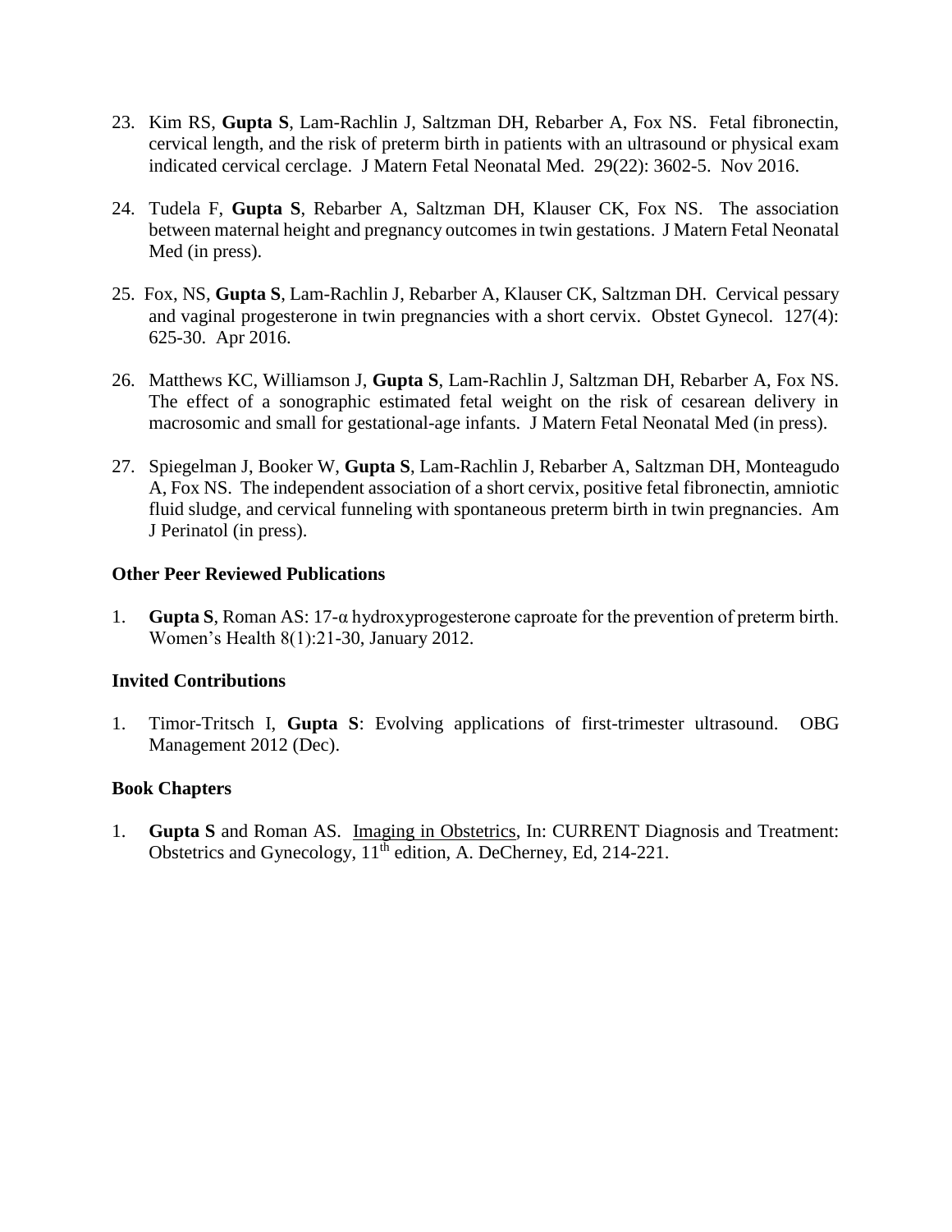23. Kim RS, **Gupta S**, Lam-Rachlin J, Saltzman DH, Rebarber A, Fox NS. Fetal fibronectin, cervical length, and the risk of preterm birth in patients with an ultrasound or physical exam indicated cervical cerclage. J Matern Fetal Neonatal Med. 29(22): 3602-5. Nov 2016.

24. Tudela F, **Gupta S**, Rebarber A, Saltzman DH, Klauser CK, Fox NS. The association between maternal height and pregnancy outcomes in twin gestations. J Matern Fetal Neonatal Med (in press).

25. Fox, NS, **Gupta S**, Lam-Rachlin J, Rebarber A, Klauser CK, Saltzman DH. Cervical pessary and vaginal progesterone in twin pregnancies with a short cervix. Obstet Gynecol. 127(4): 625-30. Apr 2016.

26. Matthews KC, Williamson J, **Gupta S**, Lam-Rachlin J, Saltzman DH, Rebarber A, Fox NS. The effect of a sonographic estimated fetal weight on the risk of cesarean delivery in macrosomic and small for gestational-age infants. J Matern Fetal Neonatal Med (in press).

27. Spiegelman J, Booker W, **Gupta S**, Lam-Rachlin J, Rebarber A, Saltzman DH, Monteagudo A, Fox NS. The independent association of a short cervix, positive fetal fibronectin, amniotic fluid sludge, and cervical funneling with spontaneous preterm birth in twin pregnancies. Am J Perinatol (in press).

**Other Peer Reviewed Publications**

1. **Gupta S**, Roman AS: 17-α hydroxyprogesterone caproate for the prevention of preterm birth. Women's Health 8(1):21-30, January 2012.

**Invited Contributions**

1. Timor-Tritsch I, **Gupta S**: Evolving applications of first-trimester ultrasound. OBG Management 2012 (Dec).

**Book Chapters**

1. **Gupta S** and Roman AS. Imaging in Obstetrics, In: CURRENT Diagnosis and Treatment: Obstetrics and Gynecology, 11th edition, A. DeCherney, Ed, 214-221.